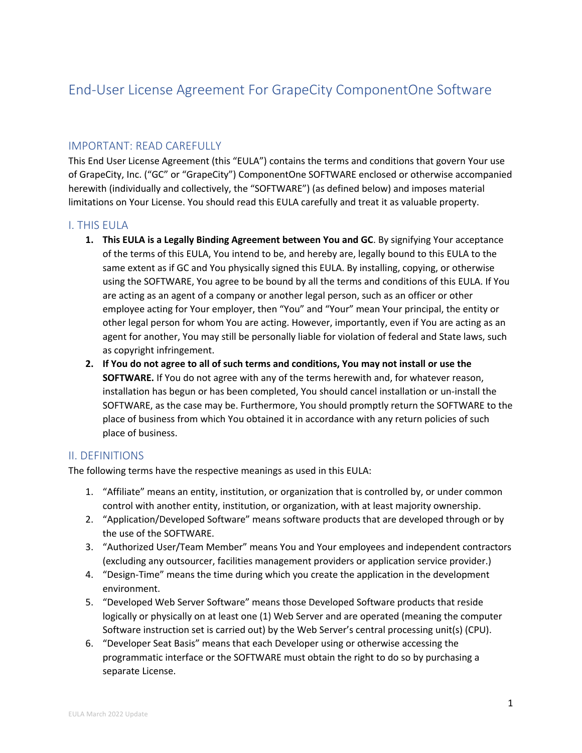# End-User License Agreement For GrapeCity ComponentOne Software

## IMPORTANT: READ CAREFULLY

This End User License Agreement (this "EULA") contains the terms and conditions that govern Your use of GrapeCity, Inc. ("GC" or "GrapeCity") ComponentOne SOFTWARE enclosed or otherwise accompanied herewith (individually and collectively, the "SOFTWARE") (as defined below) and imposes material limitations on Your License. You should read this EULA carefully and treat it as valuable property.

## I. THIS EULA

1. **This EULA is a Legally Binding Agreement between You and GC**. By signifying Your acceptance of the terms of this EULA, You intend to be, and hereby are, legally bound to this EULA to the same extent as if GC and You physically signed this EULA. By installing, copying, or otherwise using the SOFTWARE, You agree to be bound by all the terms and conditions of this EULA. If You are acting as an agent of a company or another legal person, such as an officer or other employee acting for Your employer, then "You" and "Your" mean Your principal, the entity or other legal person for whom You are acting. However, importantly, even if You are acting as an agent for another, You may still be personally liable for violation of federal and State laws, such as copyright infringement.
2. **If You do not agree to all of such terms and conditions, You may not install or use the SOFTWARE.** If You do not agree with any of the terms herewith and, for whatever reason, installation has begun or has been completed, You should cancel installation or un-install the SOFTWARE, as the case may be. Furthermore, You should promptly return the SOFTWARE to the place of business from which You obtained it in accordance with any return policies of such place of business.

## II. DEFINITIONS

The following terms have the respective meanings as used in this EULA:

1. "Affiliate" means an entity, institution, or organization that is controlled by, or under common control with another entity, institution, or organization, with at least majority ownership.
2. "Application/Developed Software" means software products that are developed through or by the use of the SOFTWARE.
3. "Authorized User/Team Member" means You and Your employees and independent contractors (excluding any outsourcer, facilities management providers or application service provider.)
4. "Design-Time" means the time during which you create the application in the development environment.
5. "Developed Web Server Software" means those Developed Software products that reside logically or physically on at least one (1) Web Server and are operated (meaning the computer Software instruction set is carried out) by the Web Server's central processing unit(s) (CPU).
6. "Developer Seat Basis" means that each Developer using or otherwise accessing the programmatic interface or the SOFTWARE must obtain the right to do so by purchasing a separate License.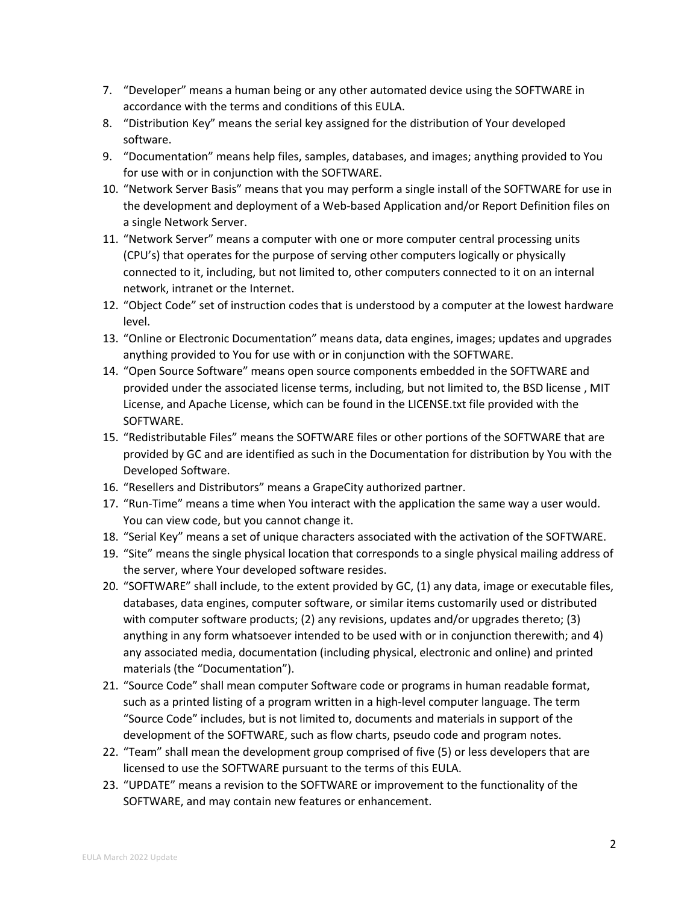7. "Developer" means a human being or any other automated device using the SOFTWARE in accordance with the terms and conditions of this EULA.
8. "Distribution Key" means the serial key assigned for the distribution of Your developed software.
9. "Documentation" means help files, samples, databases, and images; anything provided to You for use with or in conjunction with the SOFTWARE.
10. "Network Server Basis" means that you may perform a single install of the SOFTWARE for use in the development and deployment of a Web-based Application and/or Report Definition files on a single Network Server.
11. "Network Server" means a computer with one or more computer central processing units (CPU's) that operates for the purpose of serving other computers logically or physically connected to it, including, but not limited to, other computers connected to it on an internal network, intranet or the Internet.
12. "Object Code" set of instruction codes that is understood by a computer at the lowest hardware level.
13. "Online or Electronic Documentation" means data, data engines, images; updates and upgrades anything provided to You for use with or in conjunction with the SOFTWARE.
14. "Open Source Software" means open source components embedded in the SOFTWARE and provided under the associated license terms, including, but not limited to, the BSD license , MIT License, and Apache License, which can be found in the LICENSE.txt file provided with the SOFTWARE.
15. "Redistributable Files" means the SOFTWARE files or other portions of the SOFTWARE that are provided by GC and are identified as such in the Documentation for distribution by You with the Developed Software.
16. "Resellers and Distributors" means a GrapeCity authorized partner.
17. "Run-Time" means a time when You interact with the application the same way a user would. You can view code, but you cannot change it.
18. "Serial Key" means a set of unique characters associated with the activation of the SOFTWARE.
19. "Site" means the single physical location that corresponds to a single physical mailing address of the server, where Your developed software resides.
20. "SOFTWARE" shall include, to the extent provided by GC, (1) any data, image or executable files, databases, data engines, computer software, or similar items customarily used or distributed with computer software products; (2) any revisions, updates and/or upgrades thereto; (3) anything in any form whatsoever intended to be used with or in conjunction therewith; and 4) any associated media, documentation (including physical, electronic and online) and printed materials (the "Documentation").
21. "Source Code" shall mean computer Software code or programs in human readable format, such as a printed listing of a program written in a high-level computer language. The term "Source Code" includes, but is not limited to, documents and materials in support of the development of the SOFTWARE, such as flow charts, pseudo code and program notes.
22. "Team" shall mean the development group comprised of five (5) or less developers that are licensed to use the SOFTWARE pursuant to the terms of this EULA.
23. "UPDATE" means a revision to the SOFTWARE or improvement to the functionality of the SOFTWARE, and may contain new features or enhancement.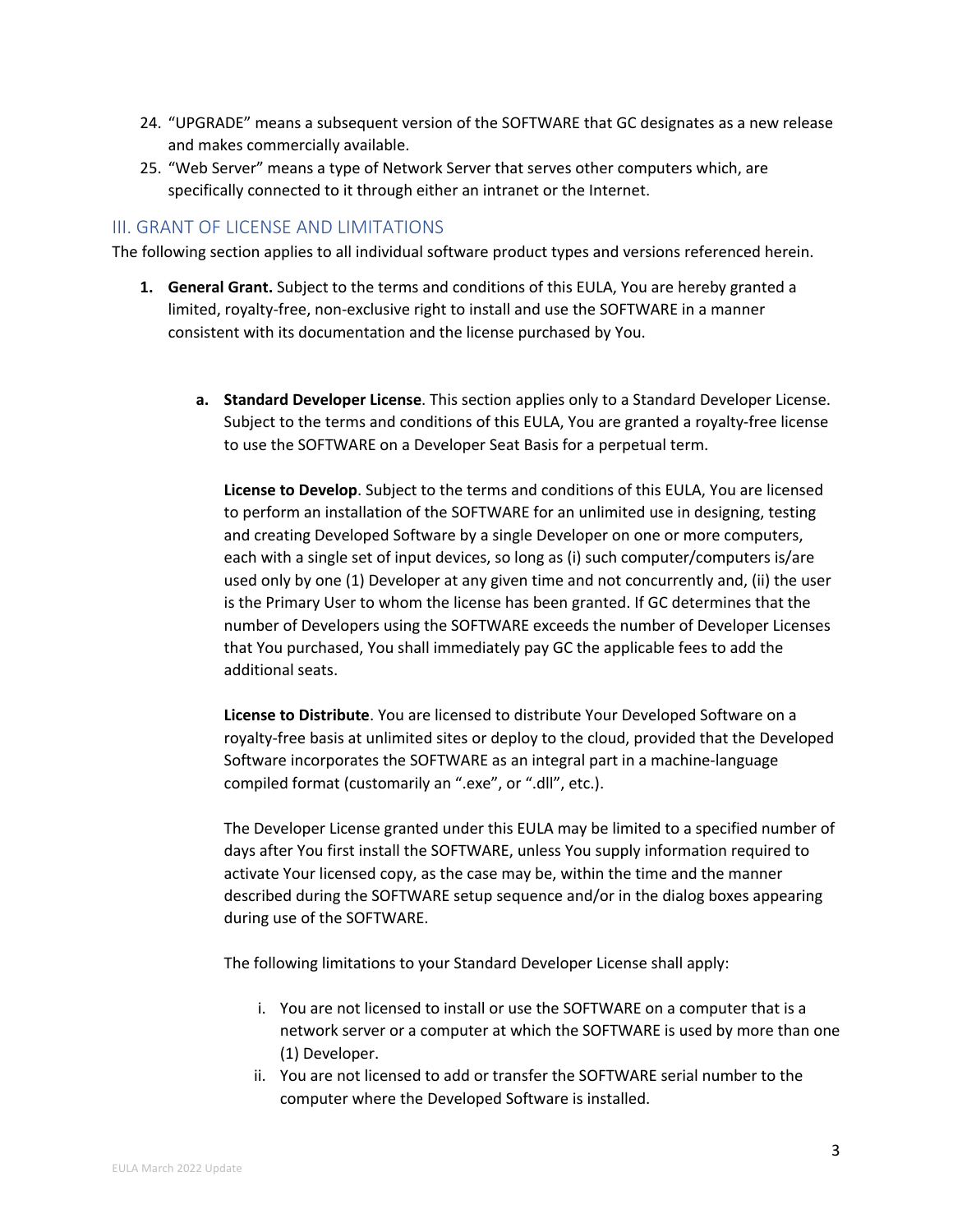24. "UPGRADE" means a subsequent version of the SOFTWARE that GC designates as a new release and makes commercially available.
25. "Web Server" means a type of Network Server that serves other computers which, are specifically connected to it through either an intranet or the Internet.

## III. GRANT OF LICENSE AND LIMITATIONS

The following section applies to all individual software product types and versions referenced herein.

1. **General Grant.** Subject to the terms and conditions of this EULA, You are hereby granted a limited, royalty-free, non-exclusive right to install and use the SOFTWARE in a manner consistent with its documentation and the license purchased by You.

    a. **Standard Developer License**. This section applies only to a Standard Developer License. Subject to the terms and conditions of this EULA, You are granted a royalty-free license to use the SOFTWARE on a Developer Seat Basis for a perpetual term.

    **License to Develop**. Subject to the terms and conditions of this EULA, You are licensed to perform an installation of the SOFTWARE for an unlimited use in designing, testing and creating Developed Software by a single Developer on one or more computers, each with a single set of input devices, so long as (i) such computer/computers is/are used only by one (1) Developer at any given time and not concurrently and, (ii) the user is the Primary User to whom the license has been granted. If GC determines that the number of Developers using the SOFTWARE exceeds the number of Developer Licenses that You purchased, You shall immediately pay GC the applicable fees to add the additional seats.

    **License to Distribute**. You are licensed to distribute Your Developed Software on a royalty-free basis at unlimited sites or deploy to the cloud, provided that the Developed Software incorporates the SOFTWARE as an integral part in a machine-language compiled format (customarily an ".exe", or ".dll", etc.).

    The Developer License granted under this EULA may be limited to a specified number of days after You first install the SOFTWARE, unless You supply information required to activate Your licensed copy, as the case may be, within the time and the manner described during the SOFTWARE setup sequence and/or in the dialog boxes appearing during use of the SOFTWARE.

    The following limitations to your Standard Developer License shall apply:

    i. You are not licensed to install or use the SOFTWARE on a computer that is a network server or a computer at which the SOFTWARE is used by more than one (1) Developer.
    ii. You are not licensed to add or transfer the SOFTWARE serial number to the computer where the Developed Software is installed.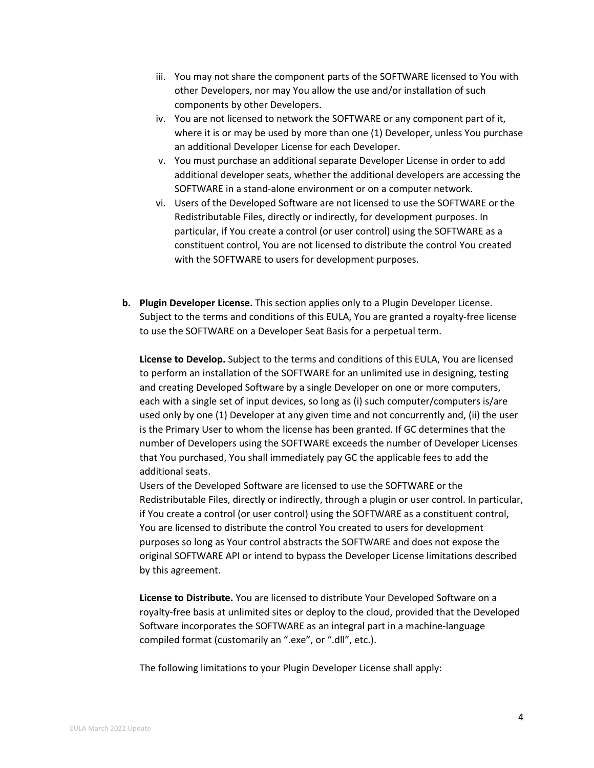iii. You may not share the component parts of the SOFTWARE licensed to You with other Developers, nor may You allow the use and/or installation of such components by other Developers.

iv. You are not licensed to network the SOFTWARE or any component part of it, where it is or may be used by more than one (1) Developer, unless You purchase an additional Developer License for each Developer.

v. You must purchase an additional separate Developer License in order to add additional developer seats, whether the additional developers are accessing the SOFTWARE in a stand-alone environment or on a computer network.

vi. Users of the Developed Software are not licensed to use the SOFTWARE or the Redistributable Files, directly or indirectly, for development purposes. In particular, if You create a control (or user control) using the SOFTWARE as a constituent control, You are not licensed to distribute the control You created with the SOFTWARE to users for development purposes.

**b. Plugin Developer License.** This section applies only to a Plugin Developer License. Subject to the terms and conditions of this EULA, You are granted a royalty-free license to use the SOFTWARE on a Developer Seat Basis for a perpetual term.

**License to Develop.** Subject to the terms and conditions of this EULA, You are licensed to perform an installation of the SOFTWARE for an unlimited use in designing, testing and creating Developed Software by a single Developer on one or more computers, each with a single set of input devices, so long as (i) such computer/computers is/are used only by one (1) Developer at any given time and not concurrently and, (ii) the user is the Primary User to whom the license has been granted. If GC determines that the number of Developers using the SOFTWARE exceeds the number of Developer Licenses that You purchased, You shall immediately pay GC the applicable fees to add the additional seats.
Users of the Developed Software are licensed to use the SOFTWARE or the Redistributable Files, directly or indirectly, through a plugin or user control. In particular, if You create a control (or user control) using the SOFTWARE as a constituent control, You are licensed to distribute the control You created to users for development purposes so long as Your control abstracts the SOFTWARE and does not expose the original SOFTWARE API or intend to bypass the Developer License limitations described by this agreement.

**License to Distribute.** You are licensed to distribute Your Developed Software on a royalty-free basis at unlimited sites or deploy to the cloud, provided that the Developed Software incorporates the SOFTWARE as an integral part in a machine-language compiled format (customarily an ".exe", or ".dll", etc.).

The following limitations to your Plugin Developer License shall apply: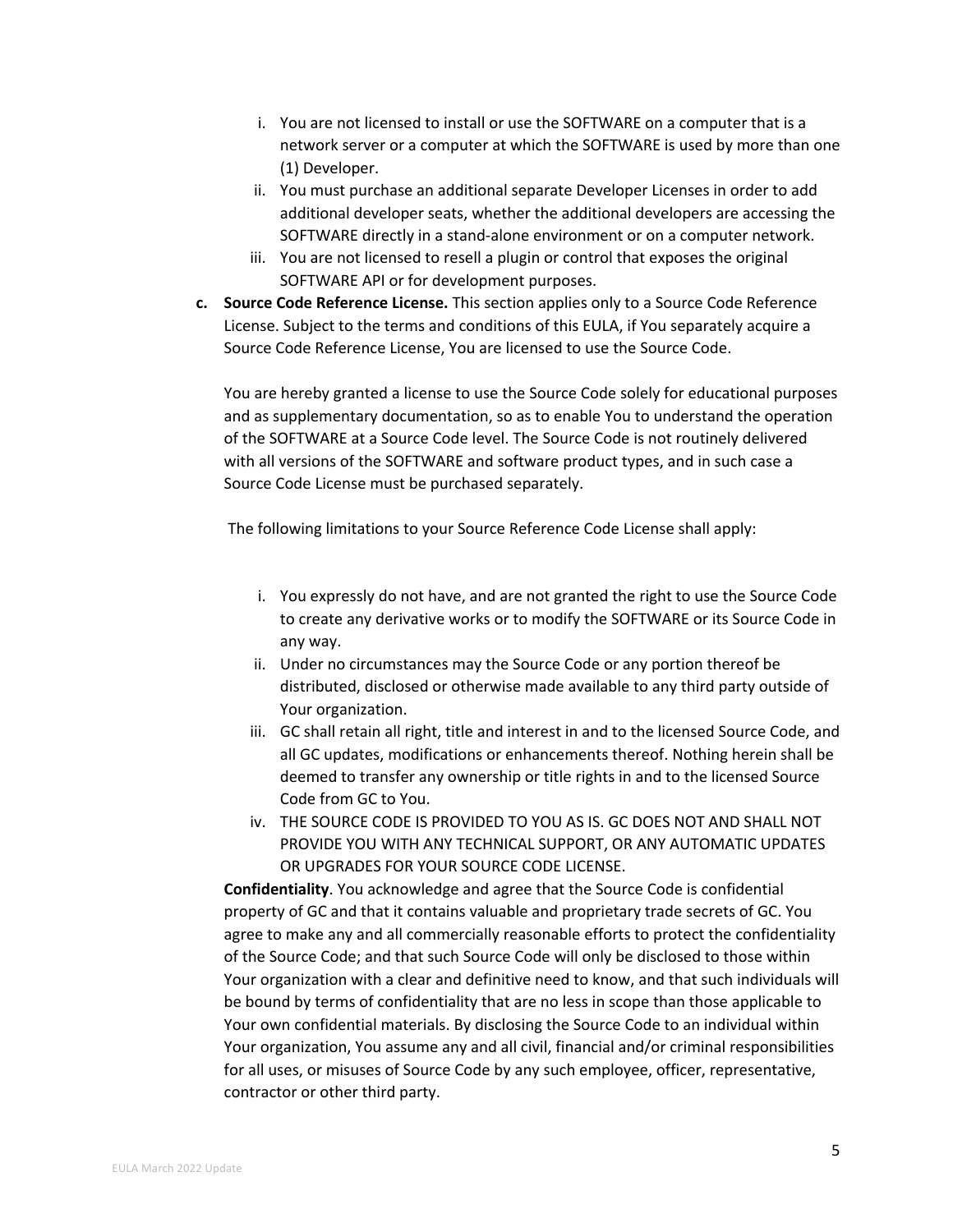i. You are not licensed to install or use the SOFTWARE on a computer that is a network server or a computer at which the SOFTWARE is used by more than one (1) Developer.
ii. You must purchase an additional separate Developer Licenses in order to add additional developer seats, whether the additional developers are accessing the SOFTWARE directly in a stand-alone environment or on a computer network.
iii. You are not licensed to resell a plugin or control that exposes the original SOFTWARE API or for development purposes.

**c. Source Code Reference License.** This section applies only to a Source Code Reference License. Subject to the terms and conditions of this EULA, if You separately acquire a Source Code Reference License, You are licensed to use the Source Code.

You are hereby granted a license to use the Source Code solely for educational purposes and as supplementary documentation, so as to enable You to understand the operation of the SOFTWARE at a Source Code level. The Source Code is not routinely delivered with all versions of the SOFTWARE and software product types, and in such case a Source Code License must be purchased separately.

The following limitations to your Source Reference Code License shall apply:

i. You expressly do not have, and are not granted the right to use the Source Code to create any derivative works or to modify the SOFTWARE or its Source Code in any way.
ii. Under no circumstances may the Source Code or any portion thereof be distributed, disclosed or otherwise made available to any third party outside of Your organization.
iii. GC shall retain all right, title and interest in and to the licensed Source Code, and all GC updates, modifications or enhancements thereof. Nothing herein shall be deemed to transfer any ownership or title rights in and to the licensed Source Code from GC to You.
iv. THE SOURCE CODE IS PROVIDED TO YOU AS IS. GC DOES NOT AND SHALL NOT PROVIDE YOU WITH ANY TECHNICAL SUPPORT, OR ANY AUTOMATIC UPDATES OR UPGRADES FOR YOUR SOURCE CODE LICENSE.

**Confidentiality**. You acknowledge and agree that the Source Code is confidential property of GC and that it contains valuable and proprietary trade secrets of GC. You agree to make any and all commercially reasonable efforts to protect the confidentiality of the Source Code; and that such Source Code will only be disclosed to those within Your organization with a clear and definitive need to know, and that such individuals will be bound by terms of confidentiality that are no less in scope than those applicable to Your own confidential materials. By disclosing the Source Code to an individual within Your organization, You assume any and all civil, financial and/or criminal responsibilities for all uses, or misuses of Source Code by any such employee, officer, representative, contractor or other third party.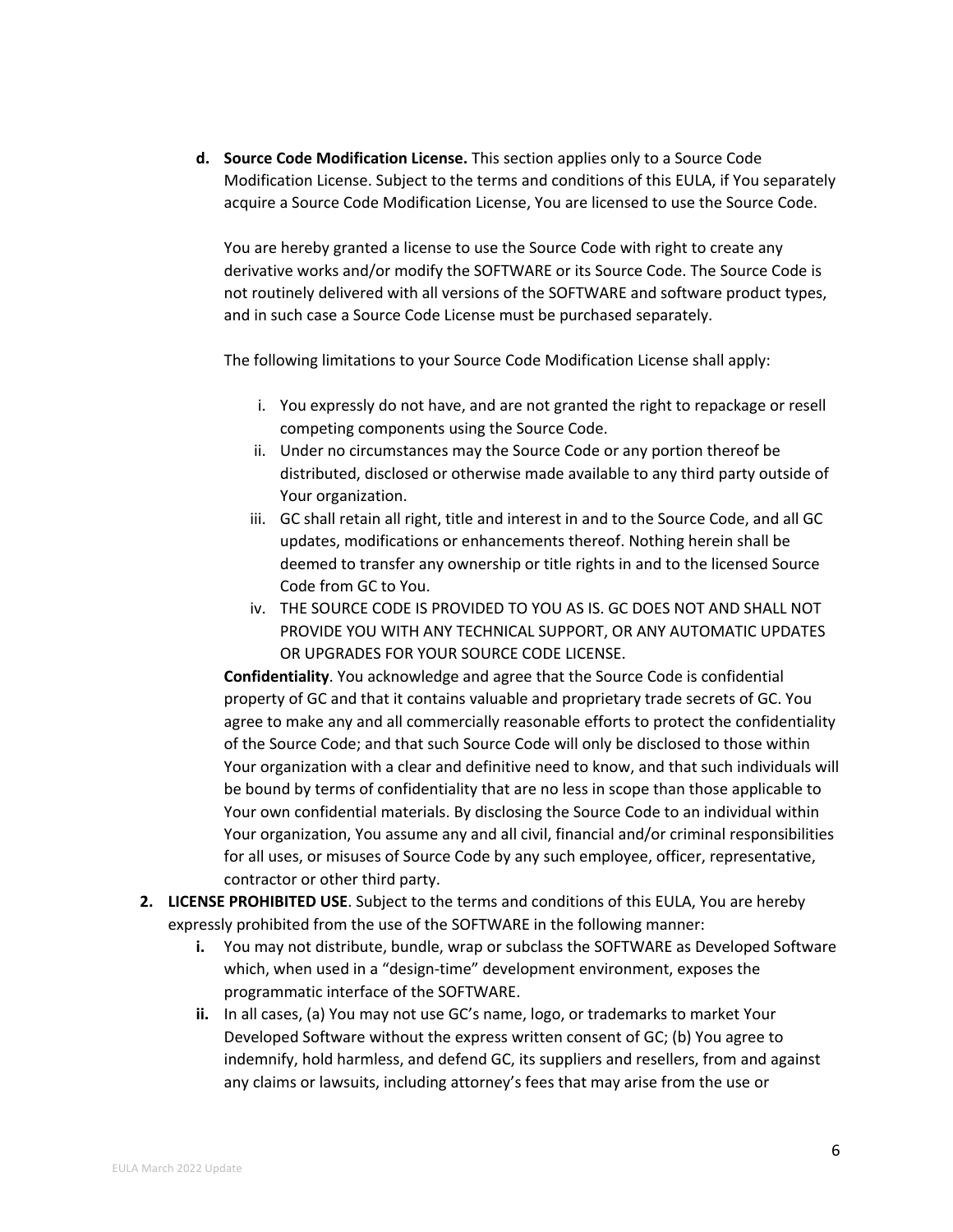d. **Source Code Modification License.** This section applies only to a Source Code Modification License. Subject to the terms and conditions of this EULA, if You separately acquire a Source Code Modification License, You are licensed to use the Source Code.

   You are hereby granted a license to use the Source Code with right to create any derivative works and/or modify the SOFTWARE or its Source Code. The Source Code is not routinely delivered with all versions of the SOFTWARE and software product types, and in such case a Source Code License must be purchased separately.

   The following limitations to your Source Code Modification License shall apply:

   i. You expressly do not have, and are not granted the right to repackage or resell competing components using the Source Code.
   ii. Under no circumstances may the Source Code or any portion thereof be distributed, disclosed or otherwise made available to any third party outside of Your organization.
   iii. GC shall retain all right, title and interest in and to the Source Code, and all GC updates, modifications or enhancements thereof. Nothing herein shall be deemed to transfer any ownership or title rights in and to the licensed Source Code from GC to You.
   iv. THE SOURCE CODE IS PROVIDED TO YOU AS IS. GC DOES NOT AND SHALL NOT PROVIDE YOU WITH ANY TECHNICAL SUPPORT, OR ANY AUTOMATIC UPDATES OR UPGRADES FOR YOUR SOURCE CODE LICENSE.

   **Confidentiality**. You acknowledge and agree that the Source Code is confidential property of GC and that it contains valuable and proprietary trade secrets of GC. You agree to make any and all commercially reasonable efforts to protect the confidentiality of the Source Code; and that such Source Code will only be disclosed to those within Your organization with a clear and definitive need to know, and that such individuals will be bound by terms of confidentiality that are no less in scope than those applicable to Your own confidential materials. By disclosing the Source Code to an individual within Your organization, You assume any and all civil, financial and/or criminal responsibilities for all uses, or misuses of Source Code by any such employee, officer, representative, contractor or other third party.

2. **LICENSE PROHIBITED USE**. Subject to the terms and conditions of this EULA, You are hereby expressly prohibited from the use of the SOFTWARE in the following manner:
   **i.** You may not distribute, bundle, wrap or subclass the SOFTWARE as Developed Software which, when used in a "design-time" development environment, exposes the programmatic interface of the SOFTWARE.
   **ii.** In all cases, (a) You may not use GC's name, logo, or trademarks to market Your Developed Software without the express written consent of GC; (b) You agree to indemnify, hold harmless, and defend GC, its suppliers and resellers, from and against any claims or lawsuits, including attorney's fees that may arise from the use or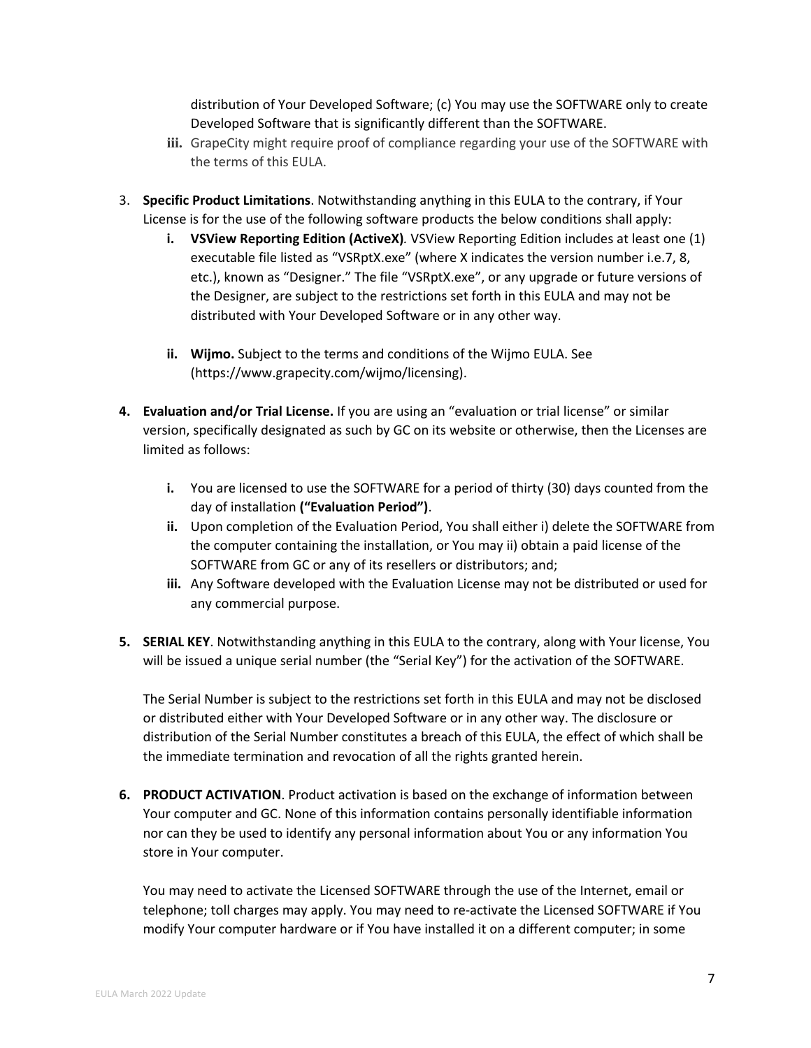distribution of Your Developed Software; (c) You may use the SOFTWARE only to create Developed Software that is significantly different than the SOFTWARE.

**iii.** GrapeCity might require proof of compliance regarding your use of the SOFTWARE with the terms of this EULA.

3. **Specific Product Limitations**. Notwithstanding anything in this EULA to the contrary, if Your License is for the use of the following software products the below conditions shall apply:

   **i.** **VSView Reporting Edition (ActiveX)**. VSView Reporting Edition includes at least one (1) executable file listed as "VSRptX.exe" (where X indicates the version number i.e.7, 8, etc.), known as "Designer." The file "VSRptX.exe", or any upgrade or future versions of the Designer, are subject to the restrictions set forth in this EULA and may not be distributed with Your Developed Software or in any other way.

   **ii.** **Wijmo.** Subject to the terms and conditions of the Wijmo EULA. See (https://www.grapecity.com/wijmo/licensing).

4. **Evaluation and/or Trial License.** If you are using an "evaluation or trial license" or similar version, specifically designated as such by GC on its website or otherwise, then the Licenses are limited as follows:

   **i.** You are licensed to use the SOFTWARE for a period of thirty (30) days counted from the day of installation **("Evaluation Period")**.

   **ii.** Upon completion of the Evaluation Period, You shall either i) delete the SOFTWARE from the computer containing the installation, or You may ii) obtain a paid license of the SOFTWARE from GC or any of its resellers or distributors; and;

   **iii.** Any Software developed with the Evaluation License may not be distributed or used for any commercial purpose.

5. **SERIAL KEY**. Notwithstanding anything in this EULA to the contrary, along with Your license, You will be issued a unique serial number (the "Serial Key") for the activation of the SOFTWARE.

   The Serial Number is subject to the restrictions set forth in this EULA and may not be disclosed or distributed either with Your Developed Software or in any other way. The disclosure or distribution of the Serial Number constitutes a breach of this EULA, the effect of which shall be the immediate termination and revocation of all the rights granted herein.

6. **PRODUCT ACTIVATION**. Product activation is based on the exchange of information between Your computer and GC. None of this information contains personally identifiable information nor can they be used to identify any personal information about You or any information You store in Your computer.

   You may need to activate the Licensed SOFTWARE through the use of the Internet, email or telephone; toll charges may apply. You may need to re-activate the Licensed SOFTWARE if You modify Your computer hardware or if You have installed it on a different computer; in some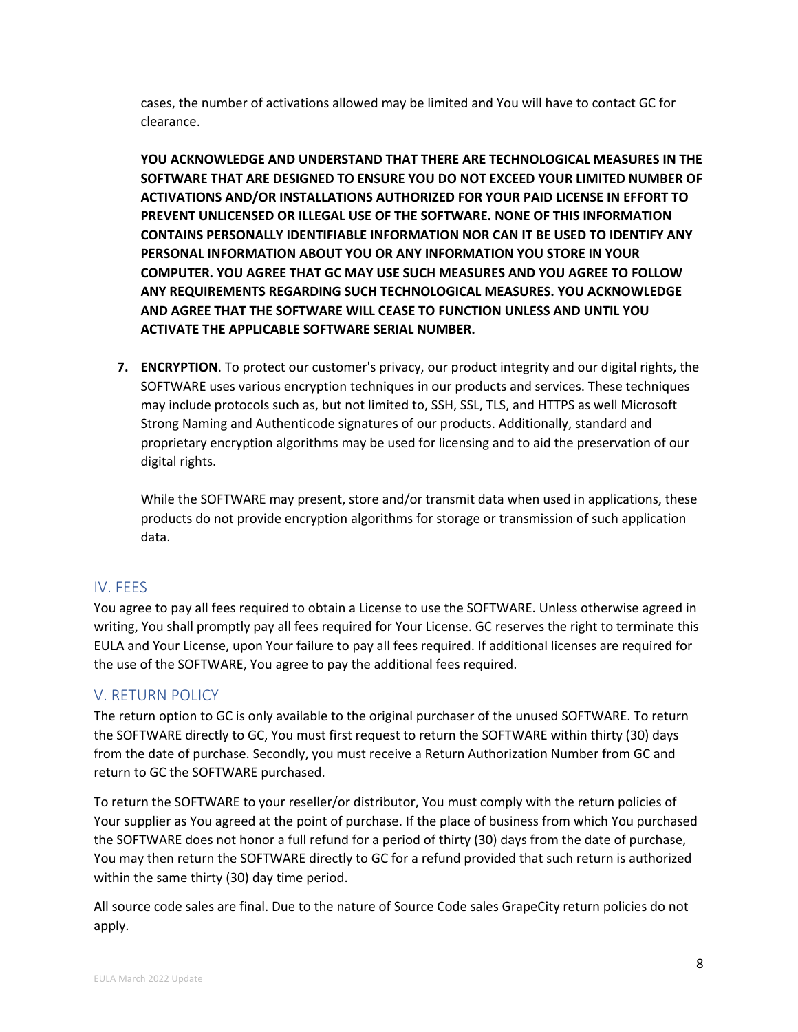cases, the number of activations allowed may be limited and You will have to contact GC for clearance.

**YOU ACKNOWLEDGE AND UNDERSTAND THAT THERE ARE TECHNOLOGICAL MEASURES IN THE SOFTWARE THAT ARE DESIGNED TO ENSURE YOU DO NOT EXCEED YOUR LIMITED NUMBER OF ACTIVATIONS AND/OR INSTALLATIONS AUTHORIZED FOR YOUR PAID LICENSE IN EFFORT TO PREVENT UNLICENSED OR ILLEGAL USE OF THE SOFTWARE. NONE OF THIS INFORMATION CONTAINS PERSONALLY IDENTIFIABLE INFORMATION NOR CAN IT BE USED TO IDENTIFY ANY PERSONAL INFORMATION ABOUT YOU OR ANY INFORMATION YOU STORE IN YOUR COMPUTER. YOU AGREE THAT GC MAY USE SUCH MEASURES AND YOU AGREE TO FOLLOW ANY REQUIREMENTS REGARDING SUCH TECHNOLOGICAL MEASURES. YOU ACKNOWLEDGE AND AGREE THAT THE SOFTWARE WILL CEASE TO FUNCTION UNLESS AND UNTIL YOU ACTIVATE THE APPLICABLE SOFTWARE SERIAL NUMBER.**

7. **ENCRYPTION**. To protect our customer's privacy, our product integrity and our digital rights, the SOFTWARE uses various encryption techniques in our products and services. These techniques may include protocols such as, but not limited to, SSH, SSL, TLS, and HTTPS as well Microsoft Strong Naming and Authenticode signatures of our products. Additionally, standard and proprietary encryption algorithms may be used for licensing and to aid the preservation of our digital rights.

   While the SOFTWARE may present, store and/or transmit data when used in applications, these products do not provide encryption algorithms for storage or transmission of such application data.

## IV. FEES

You agree to pay all fees required to obtain a License to use the SOFTWARE. Unless otherwise agreed in writing, You shall promptly pay all fees required for Your License. GC reserves the right to terminate this EULA and Your License, upon Your failure to pay all fees required. If additional licenses are required for the use of the SOFTWARE, You agree to pay the additional fees required.

## V. RETURN POLICY

The return option to GC is only available to the original purchaser of the unused SOFTWARE. To return the SOFTWARE directly to GC, You must first request to return the SOFTWARE within thirty (30) days from the date of purchase. Secondly, you must receive a Return Authorization Number from GC and return to GC the SOFTWARE purchased.

To return the SOFTWARE to your reseller/or distributor, You must comply with the return policies of Your supplier as You agreed at the point of purchase. If the place of business from which You purchased the SOFTWARE does not honor a full refund for a period of thirty (30) days from the date of purchase, You may then return the SOFTWARE directly to GC for a refund provided that such return is authorized within the same thirty (30) day time period.

All source code sales are final. Due to the nature of Source Code sales GrapeCity return policies do not apply.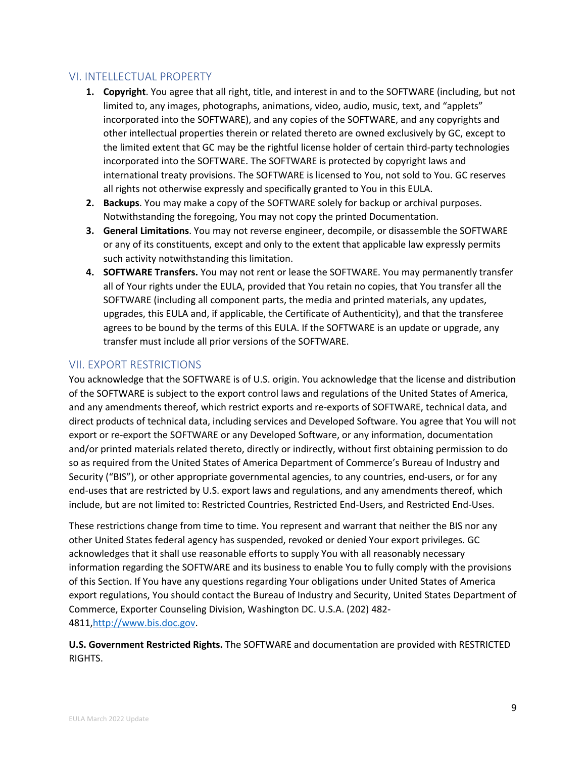## VI. INTELLECTUAL PROPERTY

1. **Copyright**. You agree that all right, title, and interest in and to the SOFTWARE (including, but not limited to, any images, photographs, animations, video, audio, music, text, and "applets" incorporated into the SOFTWARE), and any copies of the SOFTWARE, and any copyrights and other intellectual properties therein or related thereto are owned exclusively by GC, except to the limited extent that GC may be the rightful license holder of certain third-party technologies incorporated into the SOFTWARE. The SOFTWARE is protected by copyright laws and international treaty provisions. The SOFTWARE is licensed to You, not sold to You. GC reserves all rights not otherwise expressly and specifically granted to You in this EULA.
2. **Backups**. You may make a copy of the SOFTWARE solely for backup or archival purposes. Notwithstanding the foregoing, You may not copy the printed Documentation.
3. **General Limitations**. You may not reverse engineer, decompile, or disassemble the SOFTWARE or any of its constituents, except and only to the extent that applicable law expressly permits such activity notwithstanding this limitation.
4. **SOFTWARE Transfers.** You may not rent or lease the SOFTWARE. You may permanently transfer all of Your rights under the EULA, provided that You retain no copies, that You transfer all the SOFTWARE (including all component parts, the media and printed materials, any updates, upgrades, this EULA and, if applicable, the Certificate of Authenticity), and that the transferee agrees to be bound by the terms of this EULA. If the SOFTWARE is an update or upgrade, any transfer must include all prior versions of the SOFTWARE.

## VII. EXPORT RESTRICTIONS

You acknowledge that the SOFTWARE is of U.S. origin. You acknowledge that the license and distribution of the SOFTWARE is subject to the export control laws and regulations of the United States of America, and any amendments thereof, which restrict exports and re-exports of SOFTWARE, technical data, and direct products of technical data, including services and Developed Software. You agree that You will not export or re-export the SOFTWARE or any Developed Software, or any information, documentation and/or printed materials related thereto, directly or indirectly, without first obtaining permission to do so as required from the United States of America Department of Commerce's Bureau of Industry and Security ("BIS"), or other appropriate governmental agencies, to any countries, end-users, or for any end-uses that are restricted by U.S. export laws and regulations, and any amendments thereof, which include, but are not limited to: Restricted Countries, Restricted End-Users, and Restricted End-Uses.

These restrictions change from time to time. You represent and warrant that neither the BIS nor any other United States federal agency has suspended, revoked or denied Your export privileges. GC acknowledges that it shall use reasonable efforts to supply You with all reasonably necessary information regarding the SOFTWARE and its business to enable You to fully comply with the provisions of this Section. If You have any questions regarding Your obligations under United States of America export regulations, You should contact the Bureau of Industry and Security, United States Department of Commerce, Exporter Counseling Division, Washington DC. U.S.A. (202) 482-4811,http://www.bis.doc.gov.

**U.S. Government Restricted Rights.** The SOFTWARE and documentation are provided with RESTRICTED RIGHTS.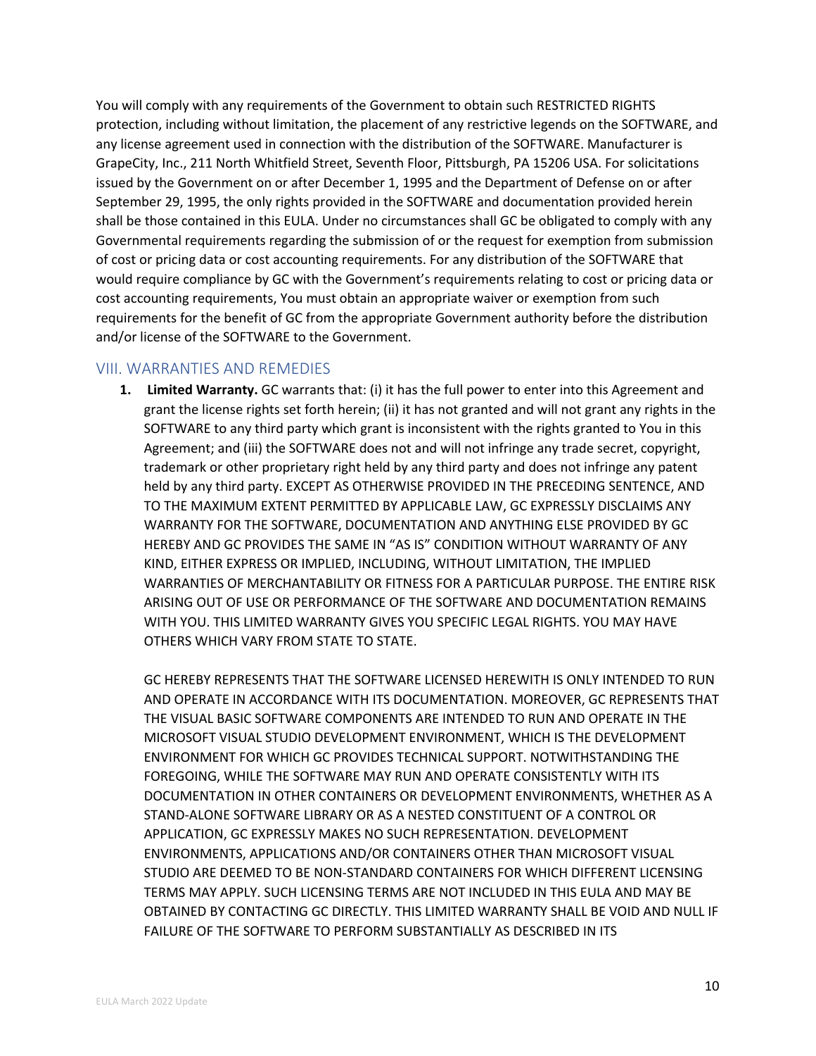You will comply with any requirements of the Government to obtain such RESTRICTED RIGHTS protection, including without limitation, the placement of any restrictive legends on the SOFTWARE, and any license agreement used in connection with the distribution of the SOFTWARE. Manufacturer is GrapeCity, Inc., 211 North Whitfield Street, Seventh Floor, Pittsburgh, PA 15206 USA. For solicitations issued by the Government on or after December 1, 1995 and the Department of Defense on or after September 29, 1995, the only rights provided in the SOFTWARE and documentation provided herein shall be those contained in this EULA. Under no circumstances shall GC be obligated to comply with any Governmental requirements regarding the submission of or the request for exemption from submission of cost or pricing data or cost accounting requirements. For any distribution of the SOFTWARE that would require compliance by GC with the Government's requirements relating to cost or pricing data or cost accounting requirements, You must obtain an appropriate waiver or exemption from such requirements for the benefit of GC from the appropriate Government authority before the distribution and/or license of the SOFTWARE to the Government.

## VIII. WARRANTIES AND REMEDIES

1. **Limited Warranty.** GC warrants that: (i) it has the full power to enter into this Agreement and grant the license rights set forth herein; (ii) it has not granted and will not grant any rights in the SOFTWARE to any third party which grant is inconsistent with the rights granted to You in this Agreement; and (iii) the SOFTWARE does not and will not infringe any trade secret, copyright, trademark or other proprietary right held by any third party and does not infringe any patent held by any third party. EXCEPT AS OTHERWISE PROVIDED IN THE PRECEDING SENTENCE, AND TO THE MAXIMUM EXTENT PERMITTED BY APPLICABLE LAW, GC EXPRESSLY DISCLAIMS ANY WARRANTY FOR THE SOFTWARE, DOCUMENTATION AND ANYTHING ELSE PROVIDED BY GC HEREBY AND GC PROVIDES THE SAME IN "AS IS" CONDITION WITHOUT WARRANTY OF ANY KIND, EITHER EXPRESS OR IMPLIED, INCLUDING, WITHOUT LIMITATION, THE IMPLIED WARRANTIES OF MERCHANTABILITY OR FITNESS FOR A PARTICULAR PURPOSE. THE ENTIRE RISK ARISING OUT OF USE OR PERFORMANCE OF THE SOFTWARE AND DOCUMENTATION REMAINS WITH YOU. THIS LIMITED WARRANTY GIVES YOU SPECIFIC LEGAL RIGHTS. YOU MAY HAVE OTHERS WHICH VARY FROM STATE TO STATE.

   GC HEREBY REPRESENTS THAT THE SOFTWARE LICENSED HEREWITH IS ONLY INTENDED TO RUN AND OPERATE IN ACCORDANCE WITH ITS DOCUMENTATION. MOREOVER, GC REPRESENTS THAT THE VISUAL BASIC SOFTWARE COMPONENTS ARE INTENDED TO RUN AND OPERATE IN THE MICROSOFT VISUAL STUDIO DEVELOPMENT ENVIRONMENT, WHICH IS THE DEVELOPMENT ENVIRONMENT FOR WHICH GC PROVIDES TECHNICAL SUPPORT. NOTWITHSTANDING THE FOREGOING, WHILE THE SOFTWARE MAY RUN AND OPERATE CONSISTENTLY WITH ITS DOCUMENTATION IN OTHER CONTAINERS OR DEVELOPMENT ENVIRONMENTS, WHETHER AS A STAND-ALONE SOFTWARE LIBRARY OR AS A NESTED CONSTITUENT OF A CONTROL OR APPLICATION, GC EXPRESSLY MAKES NO SUCH REPRESENTATION. DEVELOPMENT ENVIRONMENTS, APPLICATIONS AND/OR CONTAINERS OTHER THAN MICROSOFT VISUAL STUDIO ARE DEEMED TO BE NON-STANDARD CONTAINERS FOR WHICH DIFFERENT LICENSING TERMS MAY APPLY. SUCH LICENSING TERMS ARE NOT INCLUDED IN THIS EULA AND MAY BE OBTAINED BY CONTACTING GC DIRECTLY. THIS LIMITED WARRANTY SHALL BE VOID AND NULL IF FAILURE OF THE SOFTWARE TO PERFORM SUBSTANTIALLY AS DESCRIBED IN ITS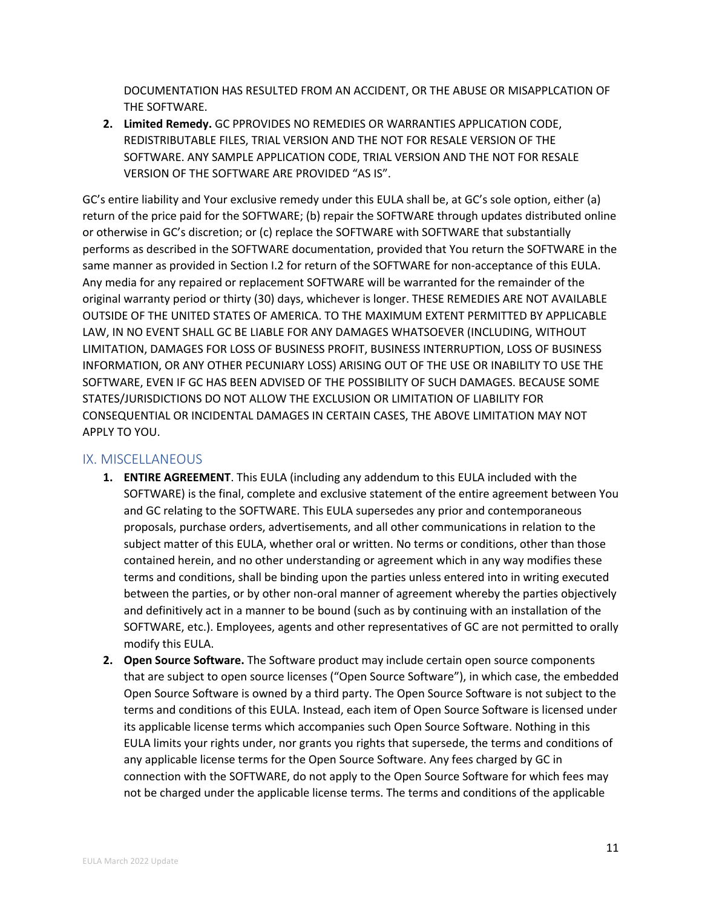DOCUMENTATION HAS RESULTED FROM AN ACCIDENT, OR THE ABUSE OR MISAPPLCATION OF THE SOFTWARE.

2. **Limited Remedy.** GC PPROVIDES NO REMEDIES OR WARRANTIES APPLICATION CODE, REDISTRIBUTABLE FILES, TRIAL VERSION AND THE NOT FOR RESALE VERSION OF THE SOFTWARE. ANY SAMPLE APPLICATION CODE, TRIAL VERSION AND THE NOT FOR RESALE VERSION OF THE SOFTWARE ARE PROVIDED "AS IS".

GC's entire liability and Your exclusive remedy under this EULA shall be, at GC's sole option, either (a) return of the price paid for the SOFTWARE; (b) repair the SOFTWARE through updates distributed online or otherwise in GC's discretion; or (c) replace the SOFTWARE with SOFTWARE that substantially performs as described in the SOFTWARE documentation, provided that You return the SOFTWARE in the same manner as provided in Section I.2 for return of the SOFTWARE for non-acceptance of this EULA. Any media for any repaired or replacement SOFTWARE will be warranted for the remainder of the original warranty period or thirty (30) days, whichever is longer. THESE REMEDIES ARE NOT AVAILABLE OUTSIDE OF THE UNITED STATES OF AMERICA. TO THE MAXIMUM EXTENT PERMITTED BY APPLICABLE LAW, IN NO EVENT SHALL GC BE LIABLE FOR ANY DAMAGES WHATSOEVER (INCLUDING, WITHOUT LIMITATION, DAMAGES FOR LOSS OF BUSINESS PROFIT, BUSINESS INTERRUPTION, LOSS OF BUSINESS INFORMATION, OR ANY OTHER PECUNIARY LOSS) ARISING OUT OF THE USE OR INABILITY TO USE THE SOFTWARE, EVEN IF GC HAS BEEN ADVISED OF THE POSSIBILITY OF SUCH DAMAGES. BECAUSE SOME STATES/JURISDICTIONS DO NOT ALLOW THE EXCLUSION OR LIMITATION OF LIABILITY FOR CONSEQUENTIAL OR INCIDENTAL DAMAGES IN CERTAIN CASES, THE ABOVE LIMITATION MAY NOT APPLY TO YOU.

## IX. MISCELLANEOUS

1. **ENTIRE AGREEMENT**. This EULA (including any addendum to this EULA included with the SOFTWARE) is the final, complete and exclusive statement of the entire agreement between You and GC relating to the SOFTWARE. This EULA supersedes any prior and contemporaneous proposals, purchase orders, advertisements, and all other communications in relation to the subject matter of this EULA, whether oral or written. No terms or conditions, other than those contained herein, and no other understanding or agreement which in any way modifies these terms and conditions, shall be binding upon the parties unless entered into in writing executed between the parties, or by other non-oral manner of agreement whereby the parties objectively and definitively act in a manner to be bound (such as by continuing with an installation of the SOFTWARE, etc.). Employees, agents and other representatives of GC are not permitted to orally modify this EULA.
2. **Open Source Software.** The Software product may include certain open source components that are subject to open source licenses ("Open Source Software"), in which case, the embedded Open Source Software is owned by a third party. The Open Source Software is not subject to the terms and conditions of this EULA. Instead, each item of Open Source Software is licensed under its applicable license terms which accompanies such Open Source Software. Nothing in this EULA limits your rights under, nor grants you rights that supersede, the terms and conditions of any applicable license terms for the Open Source Software. Any fees charged by GC in connection with the SOFTWARE, do not apply to the Open Source Software for which fees may not be charged under the applicable license terms. The terms and conditions of the applicable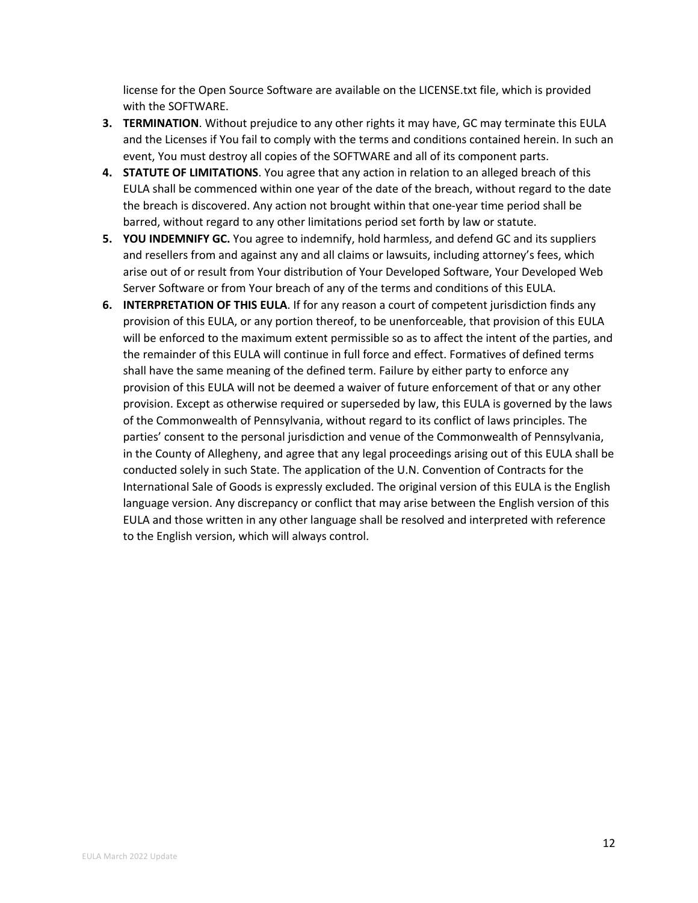license for the Open Source Software are available on the LICENSE.txt file, which is provided with the SOFTWARE.

3. **TERMINATION**. Without prejudice to any other rights it may have, GC may terminate this EULA and the Licenses if You fail to comply with the terms and conditions contained herein. In such an event, You must destroy all copies of the SOFTWARE and all of its component parts.
4. **STATUTE OF LIMITATIONS**. You agree that any action in relation to an alleged breach of this EULA shall be commenced within one year of the date of the breach, without regard to the date the breach is discovered. Any action not brought within that one-year time period shall be barred, without regard to any other limitations period set forth by law or statute.
5. **YOU INDEMNIFY GC.** You agree to indemnify, hold harmless, and defend GC and its suppliers and resellers from and against any and all claims or lawsuits, including attorney's fees, which arise out of or result from Your distribution of Your Developed Software, Your Developed Web Server Software or from Your breach of any of the terms and conditions of this EULA.
6. **INTERPRETATION OF THIS EULA**. If for any reason a court of competent jurisdiction finds any provision of this EULA, or any portion thereof, to be unenforceable, that provision of this EULA will be enforced to the maximum extent permissible so as to affect the intent of the parties, and the remainder of this EULA will continue in full force and effect. Formatives of defined terms shall have the same meaning of the defined term. Failure by either party to enforce any provision of this EULA will not be deemed a waiver of future enforcement of that or any other provision. Except as otherwise required or superseded by law, this EULA is governed by the laws of the Commonwealth of Pennsylvania, without regard to its conflict of laws principles. The parties' consent to the personal jurisdiction and venue of the Commonwealth of Pennsylvania, in the County of Allegheny, and agree that any legal proceedings arising out of this EULA shall be conducted solely in such State. The application of the U.N. Convention of Contracts for the International Sale of Goods is expressly excluded. The original version of this EULA is the English language version. Any discrepancy or conflict that may arise between the English version of this EULA and those written in any other language shall be resolved and interpreted with reference to the English version, which will always control.